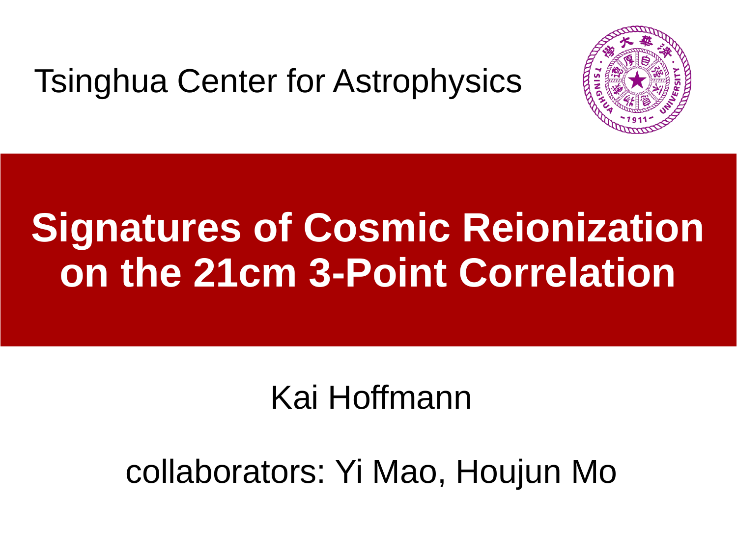Tsinghua Center for Astrophysics

# Signatures of Cosmic Reionization on the 21cm 3-Point Correlation

Kai Hoffmann

collaborators: Yi Mao, Houjun Mo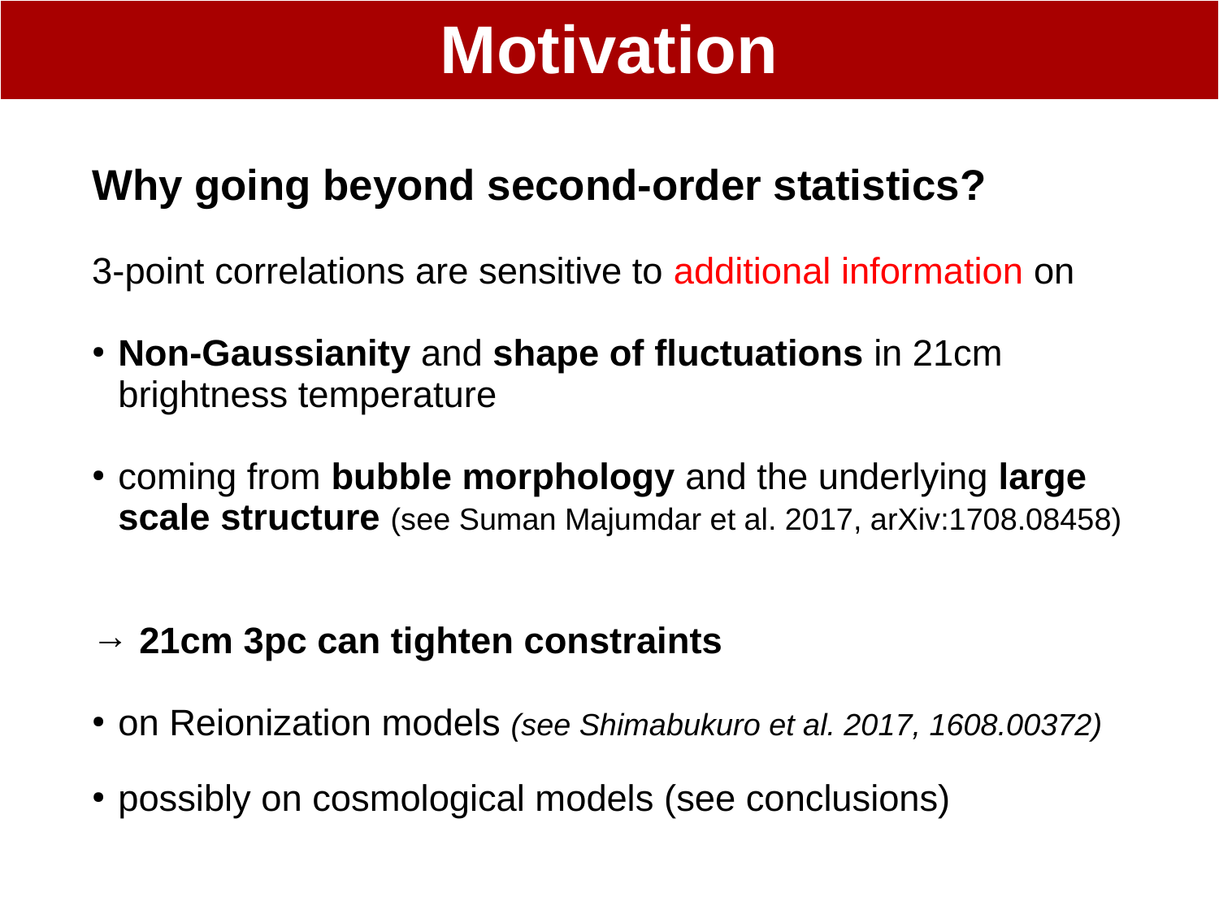# Motivation

## Why going beyond second-order statistics?

3-point correlations are sensitive to additional information on

- **Non-Gaussianity** and **shape of fluctuations** in 21cm brightness temperature
- coming from **bubble morphology** and the underlying **large scale structure** (see Suman Majumdar et al. 2017, arXiv:1708.08458)

→ **21cm 3pc can tighten constraints**

- on Reionization models *(see Shimabukuro et al. 2017, 1608.00372)*
- possibly on cosmological models (see conclusions)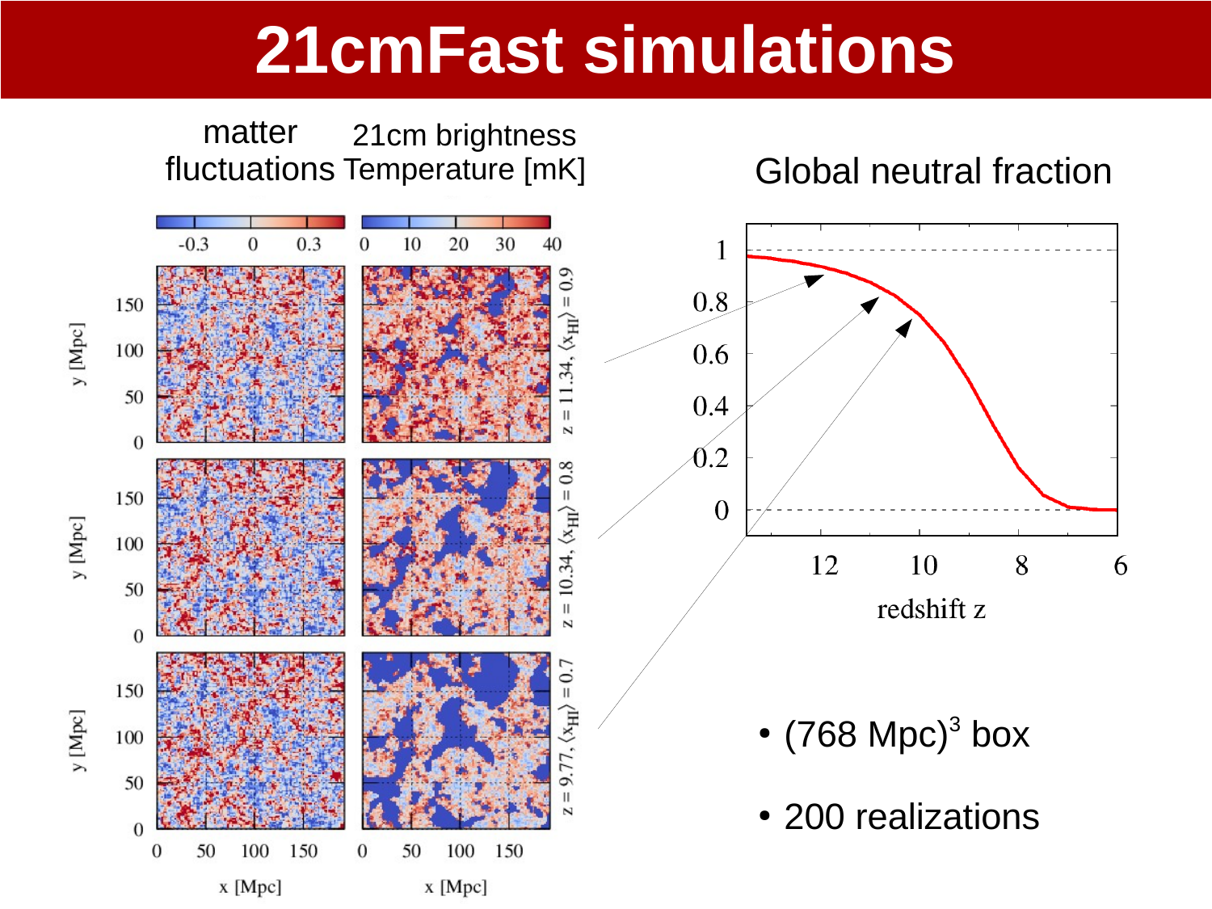# 21cmFast simulations

matter fluctuations

21cm brightness Temperature [mK]

Global neutral fraction

- $(768\ \text{Mpc})^3$ box
- 200 realizations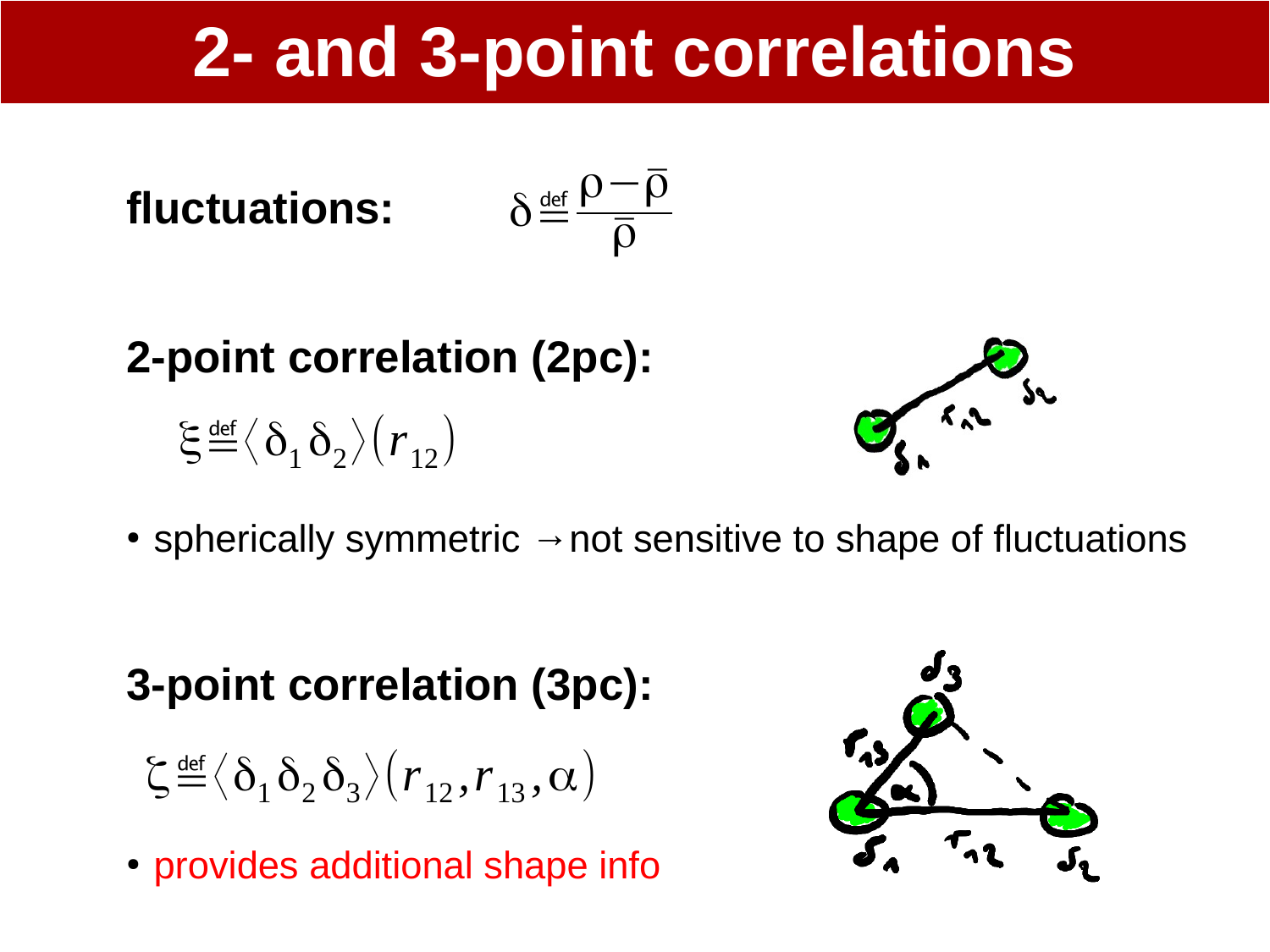# 2- and 3-point correlations

**fluctuations:**

$$\delta \stackrel{\text{def}}{=} \frac{\rho - \bar{\rho}}{\bar{\rho}}$$

**2-point correlation (2pc):**

$$\xi \stackrel{\text{def}}{=} \langle \delta_1 \delta_2 \rangle (r_{12})$$

- spherically symmetric → not sensitive to shape of fluctuations

**3-point correlation (3pc):**

$$\zeta \stackrel{\text{def}}{=} \langle \delta_1 \delta_2 \delta_3 \rangle (r_{12}, r_{13}, \alpha)$$

- provides additional shape info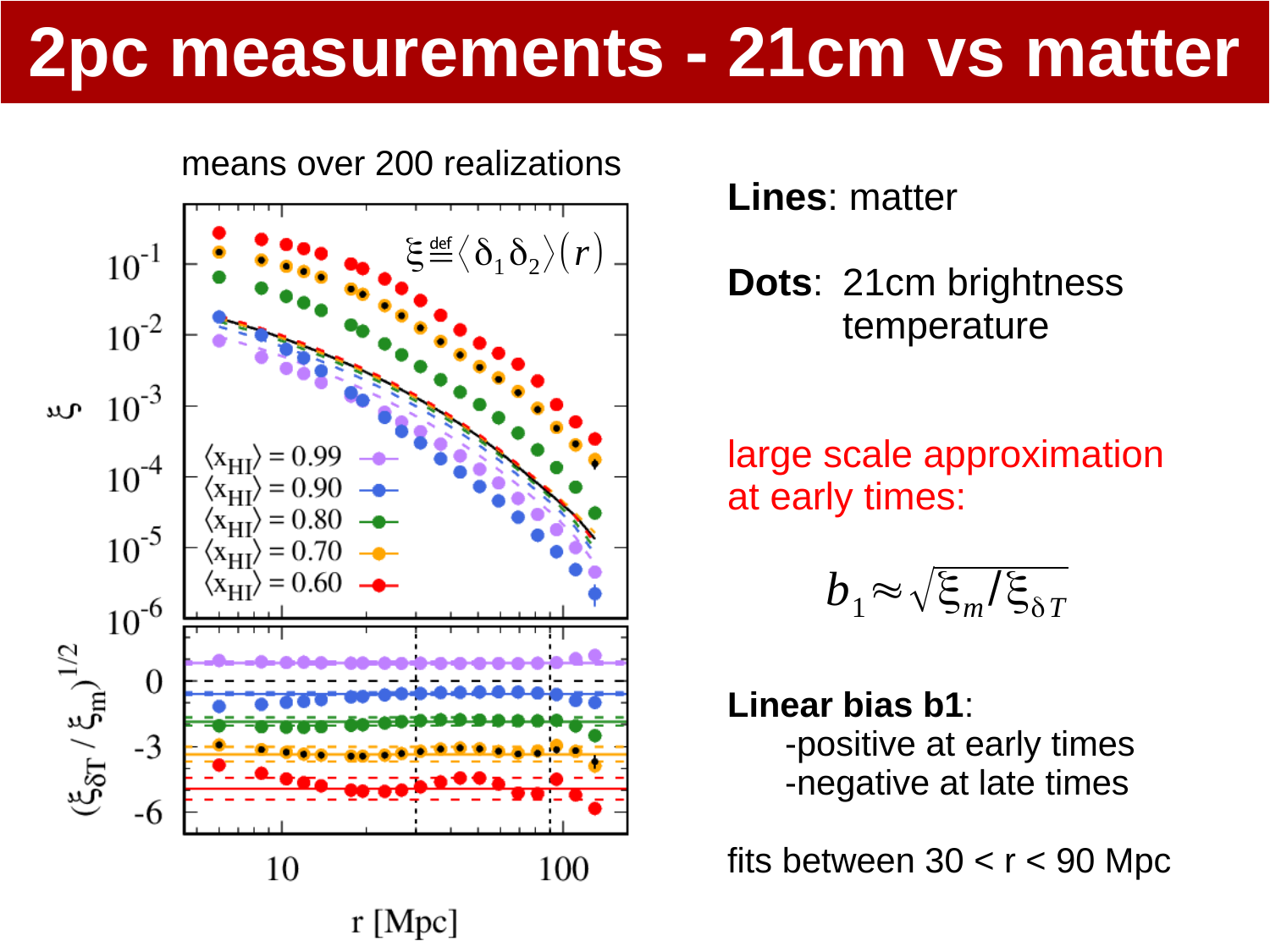# 2pc measurements - 21cm vs matter

means over 200 realizations

**Lines**: matter

**Dots**: 21cm brightness temperature

large scale approximation at early times:

$$b_1 \approx \sqrt{\xi_m / \xi_{\delta T}}$$

**Linear bias b1**:

- positive at early times
- negative at late times

fits between 30 < r < 90 Mpc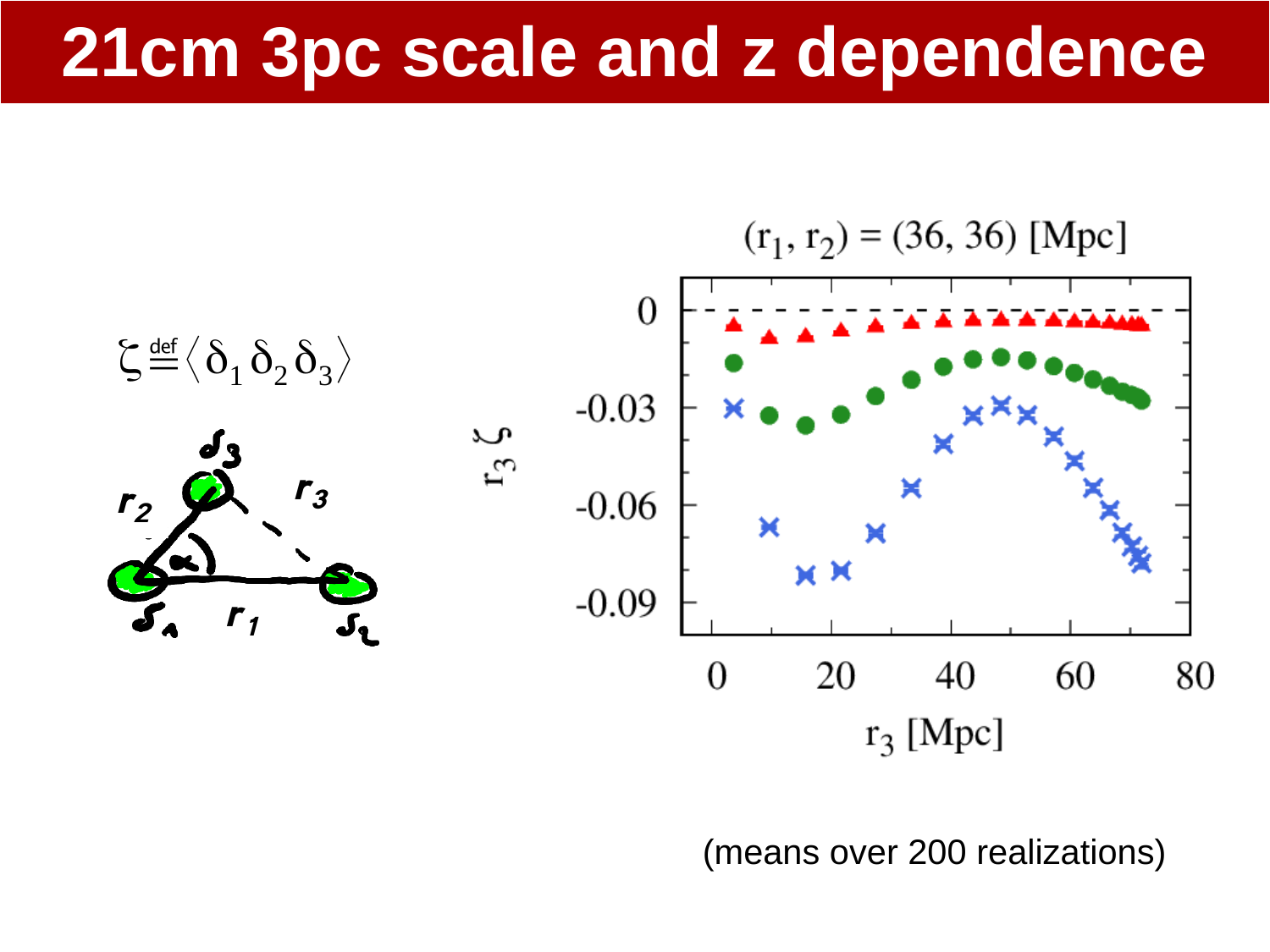# 21cm 3pc scale and z dependence

$$\zeta \stackrel{\text{def}}{=} \langle \delta_1 \delta_2 \delta_3 \rangle$$

$\delta_3$, $r_2$, $r_3$, $\alpha$, $\delta_1$, $r_1$, $\delta_2$

$(r_1, r_2) = (36, 36)$ [Mpc]

$r_3 \zeta$

0, -0.03, -0.06, -0.09

0, 20, 40, 60, 80

$r_3$ [Mpc]

(means over 200 realizations)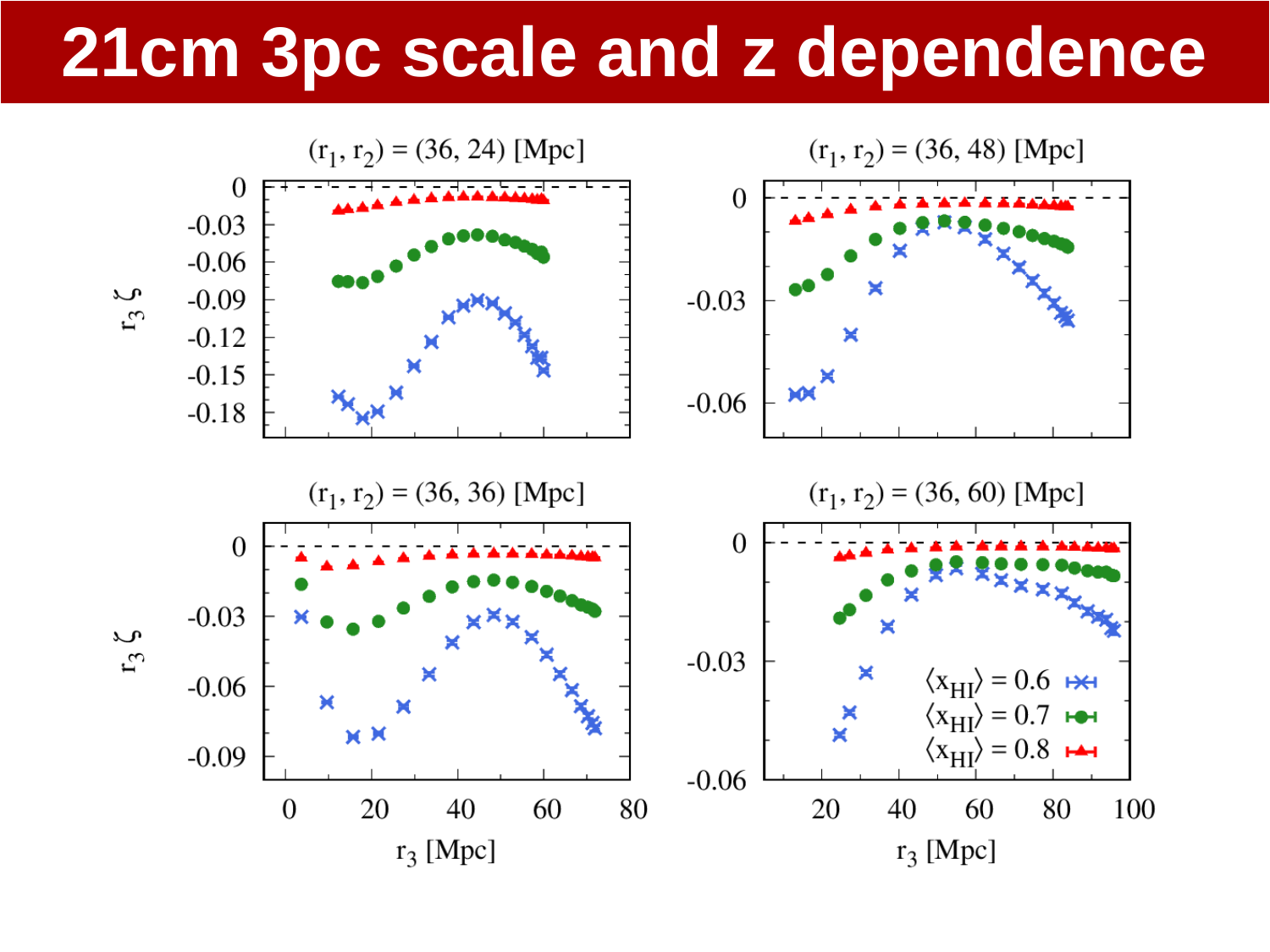# 21cm 3pc scale and z dependence

$(r_1, r_2) = (36, 24)$ [Mpc]

$(r_1, r_2) = (36, 48)$ [Mpc]

$(r_1, r_2) = (36, 36)$ [Mpc]

$(r_1, r_2) = (36, 60)$ [Mpc]

$r_3 \zeta$

$r_3$ [Mpc]

$\langle x_{HI} \rangle = 0.6$

$\langle x_{HI} \rangle = 0.7$

$\langle x_{HI} \rangle = 0.8$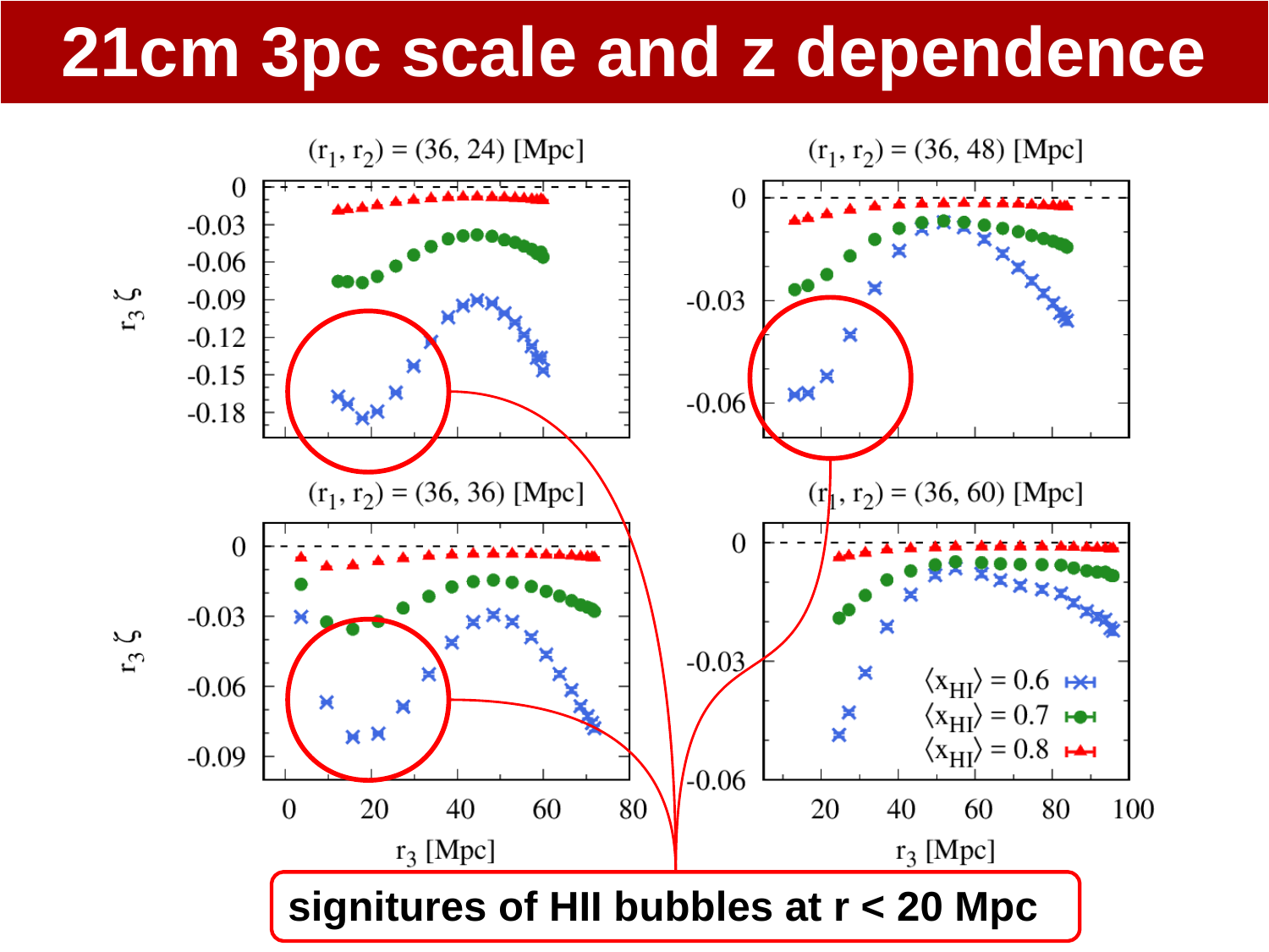# 21cm 3pc scale and z dependence

**signitures of HII bubbles at r < 20 Mpc**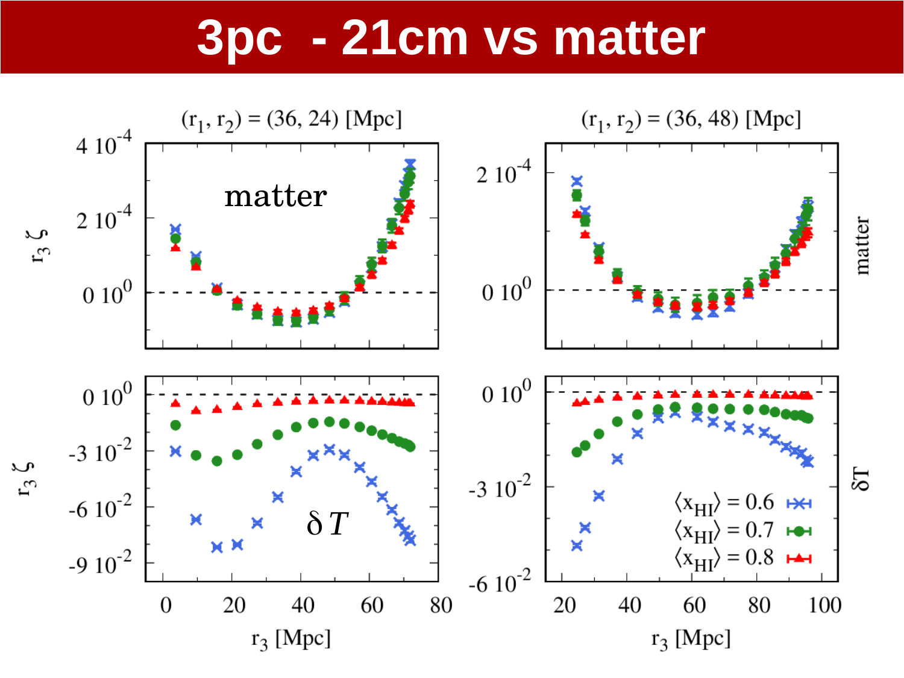# 3pc - 21cm vs matter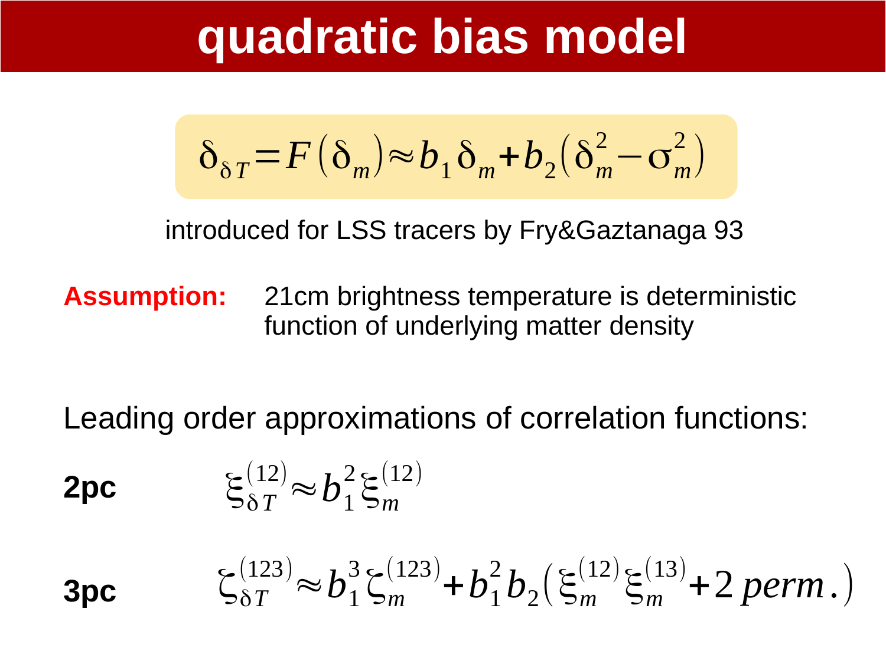# quadratic bias model

$$\delta_{\delta T} = F(\delta_m) \approx b_1 \delta_m + b_2 (\delta_m^2 - \sigma_m^2)$$

introduced for LSS tracers by Fry&Gaztanaga 93

**Assumption:** 21cm brightness temperature is deterministic function of underlying matter density

Leading order approximations of correlation functions:

**2pc**

$$\xi_{\delta T}^{(12)} \approx b_1^2 \xi_m^{(12)}$$

**3pc**

$$\zeta_{\delta T}^{(123)} \approx b_1^3 \zeta_m^{(123)} + b_1^2 b_2 \left( \xi_m^{(12)} \xi_m^{(13)} + 2\, perm. \right)$$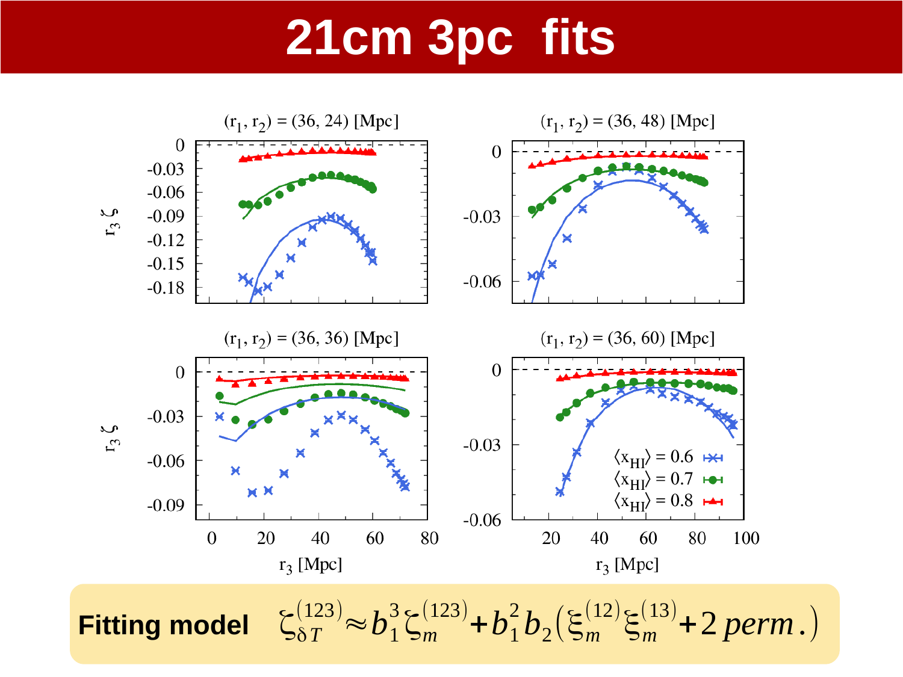# 21cm 3pc fits

(r$_1$, r$_2$) = (36, 24) [Mpc]

(r$_1$, r$_2$) = (36, 48) [Mpc]

(r$_1$, r$_2$) = (36, 36) [Mpc]

(r$_1$, r$_2$) = (36, 60) [Mpc]

$\langle x_{HI} \rangle = 0.6$

$\langle x_{HI} \rangle = 0.7$

$\langle x_{HI} \rangle = 0.8$

$r_3 \zeta$

$r_3$ [Mpc]

**Fitting model** $\zeta_{\delta T}^{(123)} \approx b_1^3 \zeta_m^{(123)} + b_1^2 b_2 (\xi_m^{(12)} \xi_m^{(13)} + 2\, perm.)$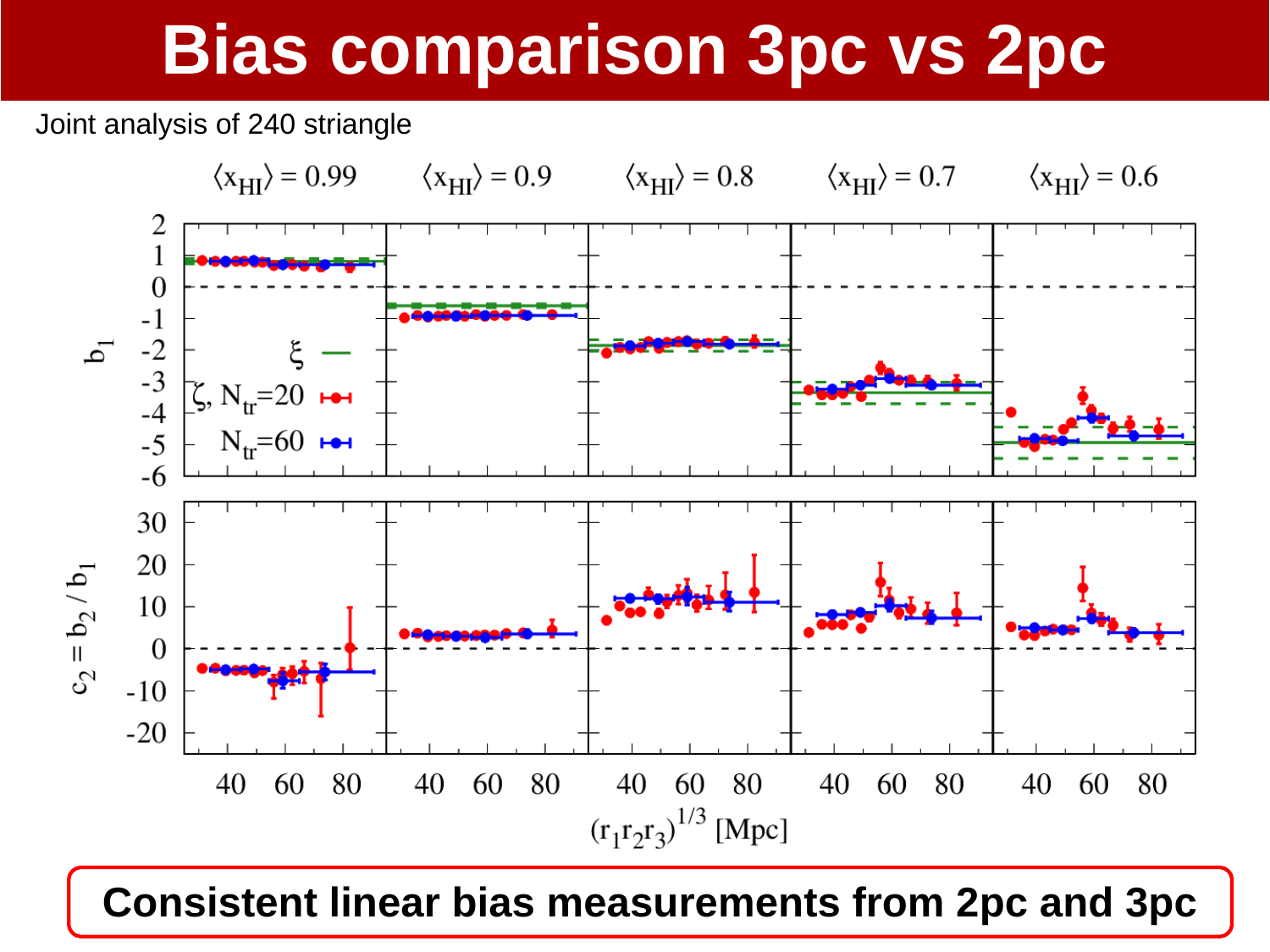# Bias comparison 3pc vs 2pc

Joint analysis of 240 striangle

**Consistent linear bias measurements from 2pc and 3pc**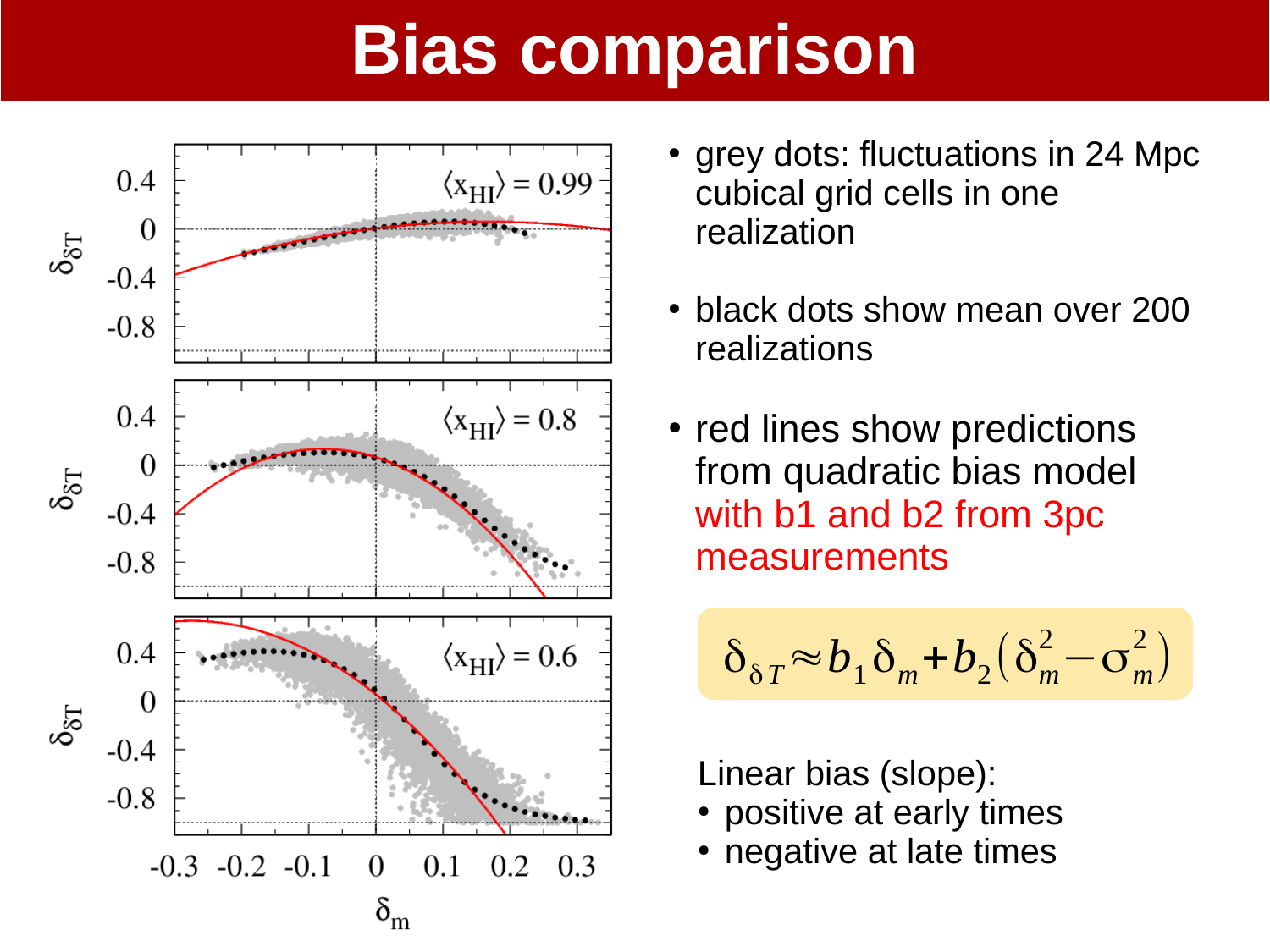# Bias comparison

- grey dots: fluctuations in 24 Mpc cubical grid cells in one realization

- black dots show mean over 200 realizations

- red lines show predictions from quadratic bias model with b1 and b2 from 3pc measurements

$$\delta_{\delta T} \approx b_1 \delta_m + b_2 (\delta_m^2 - \sigma_m^2)$$

Linear bias (slope):

- positive at early times
- negative at late times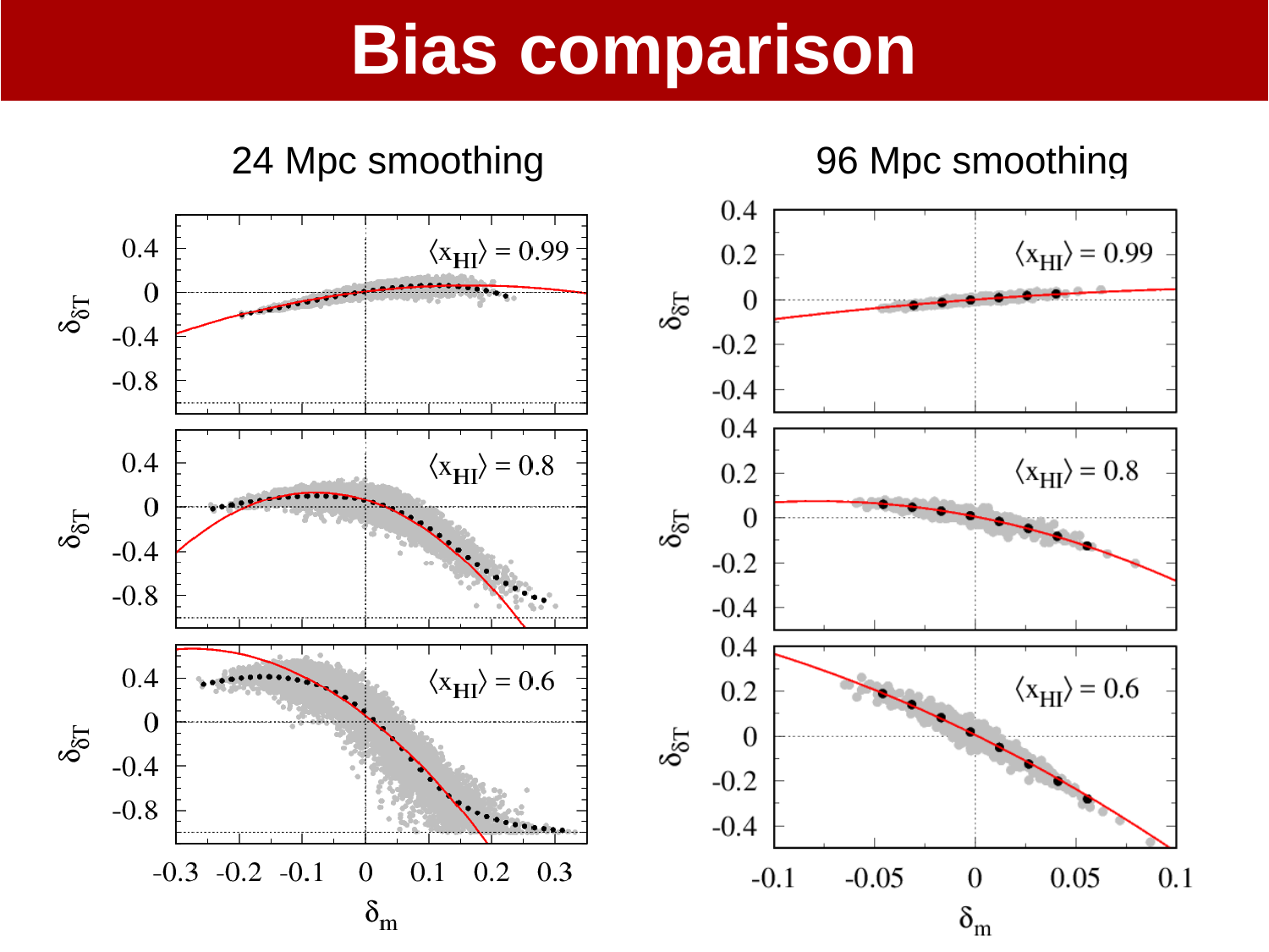# Bias comparison

24 Mpc smoothing

96 Mpc smoothing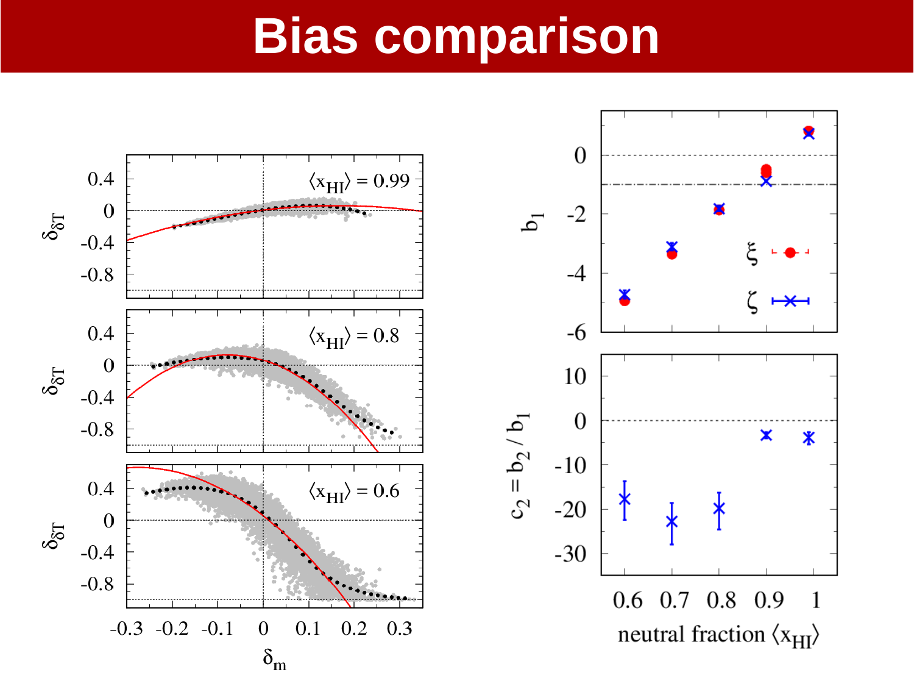# Bias comparison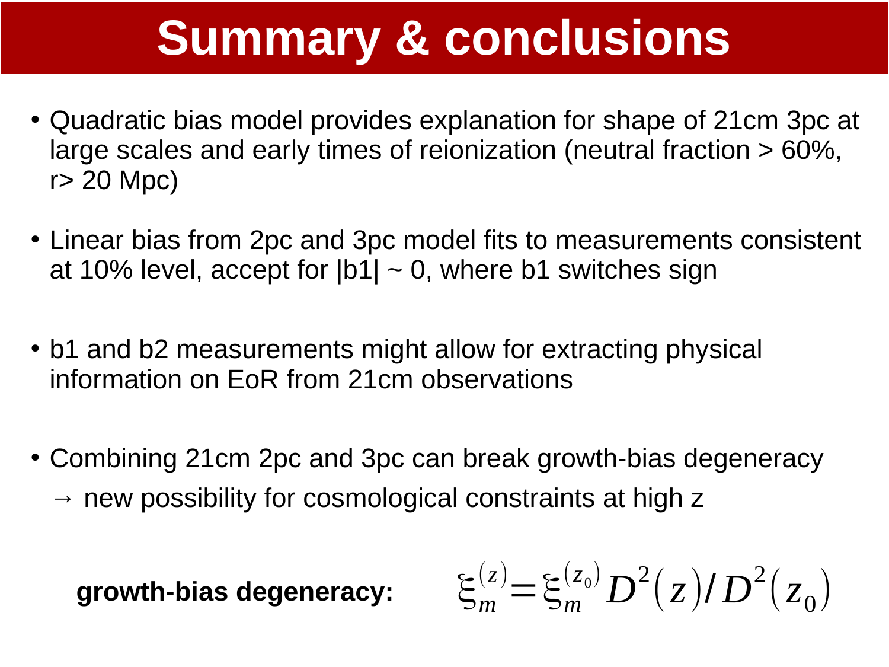# Summary & conclusions

- Quadratic bias model provides explanation for shape of 21cm 3pc at large scales and early times of reionization (neutral fraction > 60%, r> 20 Mpc)

- Linear bias from 2pc and 3pc model fits to measurements consistent at 10% level, accept for |b1| ~ 0, where b1 switches sign

- b1 and b2 measurements might allow for extracting physical information on EoR from 21cm observations

- Combining 21cm 2pc and 3pc can break growth-bias degeneracy
  → new possibility for cosmological constraints at high z

**growth-bias degeneracy:**

$$\xi_m^{(z)} = \xi_m^{(z_0)} D^2(z) / D^2(z_0)$$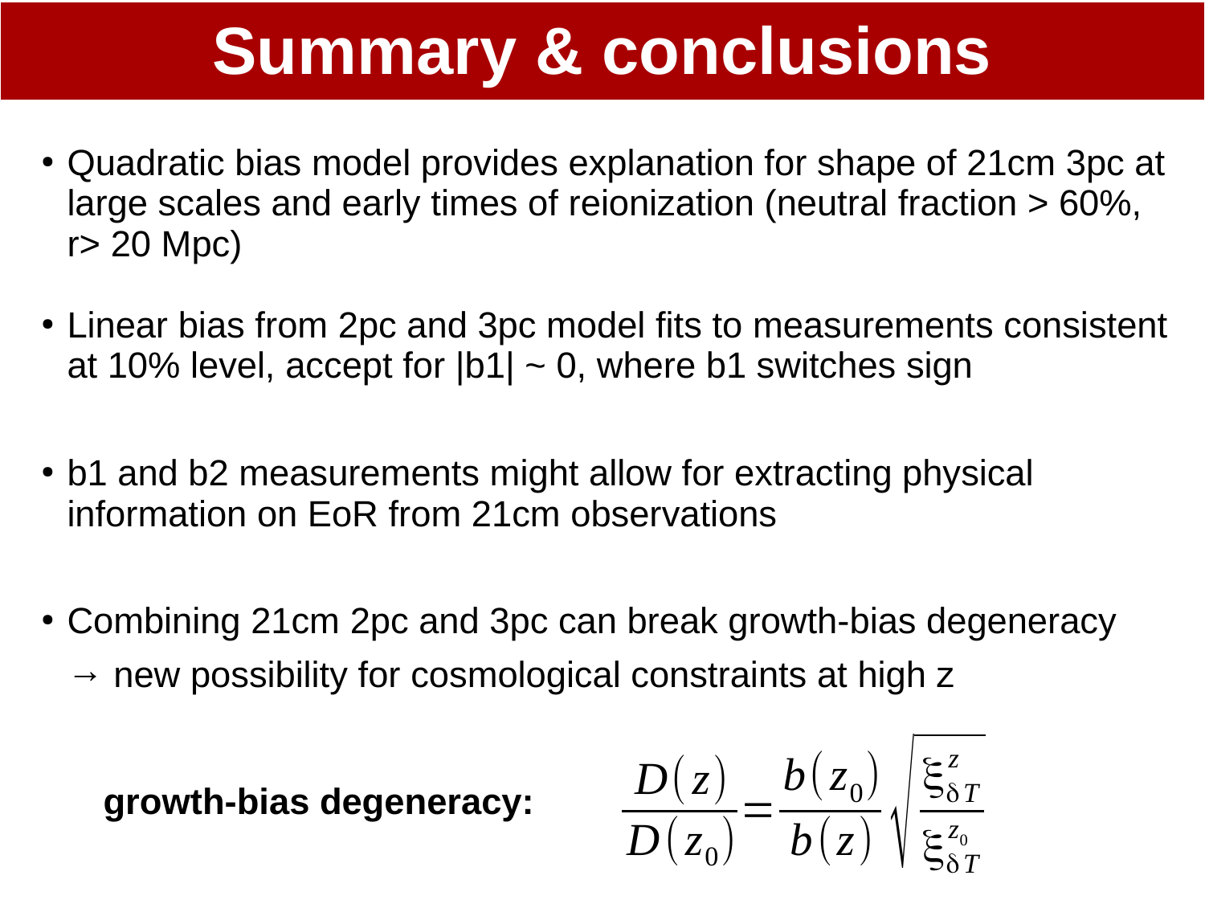# Summary & conclusions

- Quadratic bias model provides explanation for shape of 21cm 3pc at large scales and early times of reionization (neutral fraction > 60%, r> 20 Mpc)

- Linear bias from 2pc and 3pc model fits to measurements consistent at 10% level, accept for |b1| ~ 0, where b1 switches sign

- b1 and b2 measurements might allow for extracting physical information on EoR from 21cm observations

- Combining 21cm 2pc and 3pc can break growth-bias degeneracy

  → new possibility for cosmological constraints at high z

**growth-bias degeneracy:**

$$\frac{D(z)}{D(z_0)} = \frac{b(z_0)}{b(z)} \sqrt{\frac{\xi_{\delta T}^{z}}{\xi_{\delta T}^{z_0}}}$$